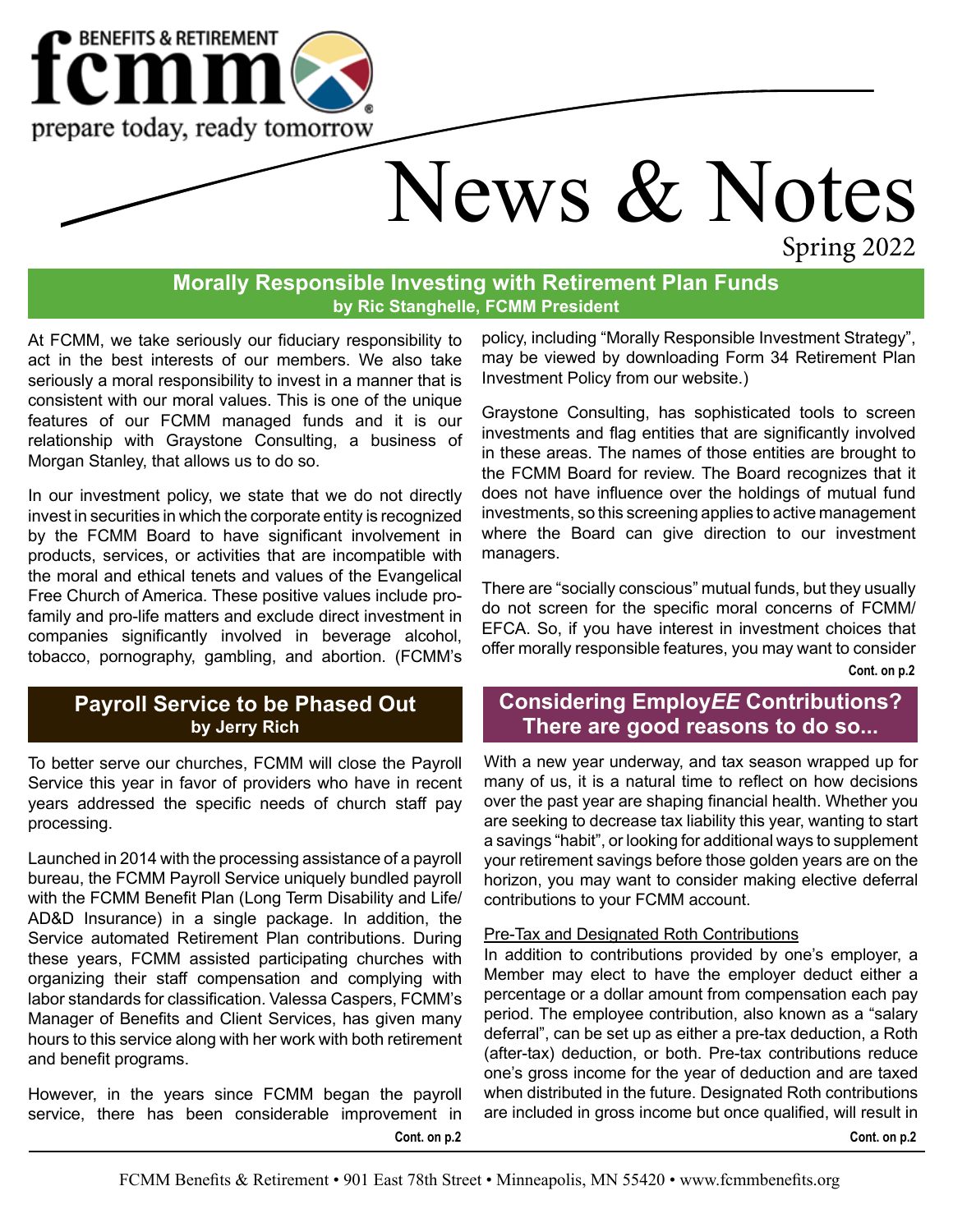**fcmm** BENEFITS & RETIREMENT

prepare today, ready tomorrow

# News & Notes

Spring 2022

## Morally Responsible Investing with Retirement Plan Funds

**by Ric Stanghelle, FCMM President**

At FCMM, we take seriously our fiduciary responsibility to act in the best interests of our members. We also take seriously a moral responsibility to invest in a manner that is consistent with our moral values. This is one of the unique features of our FCMM managed funds and it is our relationship with Graystone Consulting, a business of Morgan Stanley, that allows us to do so.

In our investment policy, we state that we do not directly invest in securities in which the corporate entity is recognized by the FCMM Board to have significant involvement in products, services, or activities that are incompatible with the moral and ethical tenets and values of the Evangelical Free Church of America. These positive values include pro-family and pro-life matters and exclude direct investment in companies significantly involved in beverage alcohol, tobacco, pornography, gambling, and abortion. (FCMM's policy, including "Morally Responsible Investment Strategy", may be viewed by downloading Form 34 Retirement Plan Investment Policy from our website.)

Graystone Consulting, has sophisticated tools to screen investments and flag entities that are significantly involved in these areas. The names of those entities are brought to the FCMM Board for review. The Board recognizes that it does not have influence over the holdings of mutual fund investments, so this screening applies to active management where the Board can give direction to our investment managers.

There are "socially conscious" mutual funds, but they usually do not screen for the specific moral concerns of FCMM/EFCA. So, if you have interest in investment choices that offer morally responsible features, you may want to consider

**Cont. on p.2**

## Payroll Service to be Phased Out

**by Jerry Rich**

To better serve our churches, FCMM will close the Payroll Service this year in favor of providers who have in recent years addressed the specific needs of church staff pay processing.

Launched in 2014 with the processing assistance of a payroll bureau, the FCMM Payroll Service uniquely bundled payroll with the FCMM Benefit Plan (Long Term Disability and Life/AD&D Insurance) in a single package. In addition, the Service automated Retirement Plan contributions. During these years, FCMM assisted participating churches with organizing their staff compensation and complying with labor standards for classification. Valessa Caspers, FCMM's Manager of Benefits and Client Services, has given many hours to this service along with her work with both retirement and benefit programs.

However, in the years since FCMM began the payroll service, there has been considerable improvement in

**Cont. on p.2**

## Considering Employ*EE* Contributions? There are good reasons to do so...

With a new year underway, and tax season wrapped up for many of us, it is a natural time to reflect on how decisions over the past year are shaping financial health. Whether you are seeking to decrease tax liability this year, wanting to start a savings "habit", or looking for additional ways to supplement your retirement savings before those golden years are on the horizon, you may want to consider making elective deferral contributions to your FCMM account.

### Pre-Tax and Designated Roth Contributions

In addition to contributions provided by one's employer, a Member may elect to have the employer deduct either a percentage or a dollar amount from compensation each pay period. The employee contribution, also known as a "salary deferral", can be set up as either a pre-tax deduction, a Roth (after-tax) deduction, or both. Pre-tax contributions reduce one's gross income for the year of deduction and are taxed when distributed in the future. Designated Roth contributions are included in gross income but once qualified, will result in

**Cont. on p.2**

FCMM Benefits & Retirement • 901 East 78th Street • Minneapolis, MN 55420 • www.fcmmbenefits.org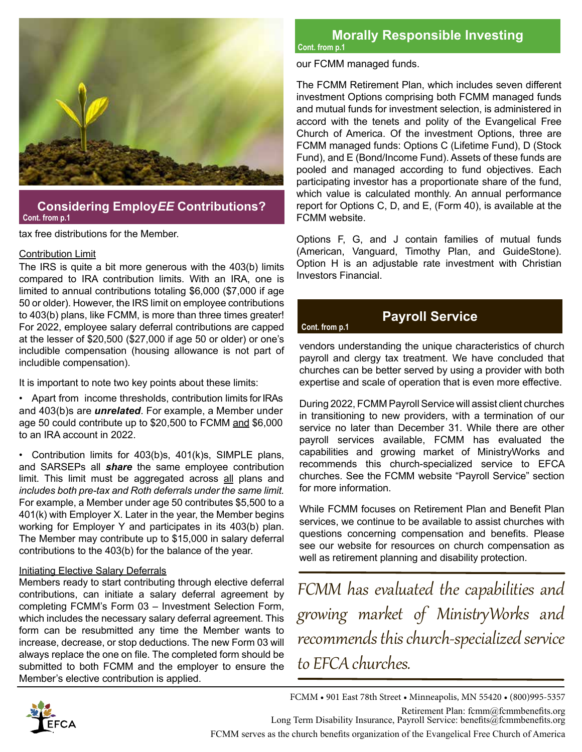## Considering Employ*EE* Contributions?

Cont. from p.1

tax free distributions for the Member.

Contribution Limit

The IRS is quite a bit more generous with the 403(b) limits compared to IRA contribution limits. With an IRA, one is limited to annual contributions totaling $6,000 ($7,000 if age 50 or older). However, the IRS limit on employee contributions to 403(b) plans, like FCMM, is more than three times greater! For 2022, employee salary deferral contributions are capped at the lesser of $20,500 ($27,000 if age 50 or older) or one's includible compensation (housing allowance is not part of includible compensation).

It is important to note two key points about these limits:

- Apart from income thresholds, contribution limits for IRAs and 403(b)s are ***unrelated***. For example, a Member under age 50 could contribute up to $20,500 to FCMM and $6,000 to an IRA account in 2022.
- Contribution limits for 403(b)s, 401(k)s, SIMPLE plans, and SARSEPs all ***share*** the same employee contribution limit. This limit must be aggregated across all plans and *includes both pre-tax and Roth deferrals under the same limit.* For example, a Member under age 50 contributes $5,500 to a 401(k) with Employer X. Later in the year, the Member begins working for Employer Y and participates in its 403(b) plan. The Member may contribute up to $15,000 in salary deferral contributions to the 403(b) for the balance of the year.

Initiating Elective Salary Deferrals

Members ready to start contributing through elective deferral contributions, can initiate a salary deferral agreement by completing FCMM's Form 03 – Investment Selection Form, which includes the necessary salary deferral agreement. This form can be resubmitted any time the Member wants to increase, decrease, or stop deductions. The new Form 03 will always replace the one on file. The completed form should be submitted to both FCMM and the employer to ensure the Member's elective contribution is applied.

## Morally Responsible Investing

Cont. from p.1

our FCMM managed funds.

The FCMM Retirement Plan, which includes seven different investment Options comprising both FCMM managed funds and mutual funds for investment selection, is administered in accord with the tenets and polity of the Evangelical Free Church of America. Of the investment Options, three are FCMM managed funds: Options C (Lifetime Fund), D (Stock Fund), and E (Bond/Income Fund). Assets of these funds are pooled and managed according to fund objectives. Each participating investor has a proportionate share of the fund, which value is calculated monthly. An annual performance report for Options C, D, and E, (Form 40), is available at the FCMM website.

Options F, G, and J contain families of mutual funds (American, Vanguard, Timothy Plan, and GuideStone). Option H is an adjustable rate investment with Christian Investors Financial.

## Payroll Service

Cont. from p.1

vendors understanding the unique characteristics of church payroll and clergy tax treatment. We have concluded that churches can be better served by using a provider with both expertise and scale of operation that is even more effective.

During 2022, FCMM Payroll Service will assist client churches in transitioning to new providers, with a termination of our service no later than December 31. While there are other payroll services available, FCMM has evaluated the capabilities and growing market of MinistryWorks and recommends this church-specialized service to EFCA churches. See the FCMM website "Payroll Service" section for more information.

While FCMM focuses on Retirement Plan and Benefit Plan services, we continue to be available to assist churches with questions concerning compensation and benefits. Please see our website for resources on church compensation as well as retirement planning and disability protection.

*FCMM has evaluated the capabilities and growing market of MinistryWorks and recommends this church-specialized service to EFCA churches.*

FCMM • 901 East 78th Street • Minneapolis, MN 55420 • (800)995-5357

Retirement Plan: fcmm@fcmmbenefits.org

Long Term Disability Insurance, Payroll Service: benefits@fcmmbenefits.org

FCMM serves as the church benefits organization of the Evangelical Free Church of America